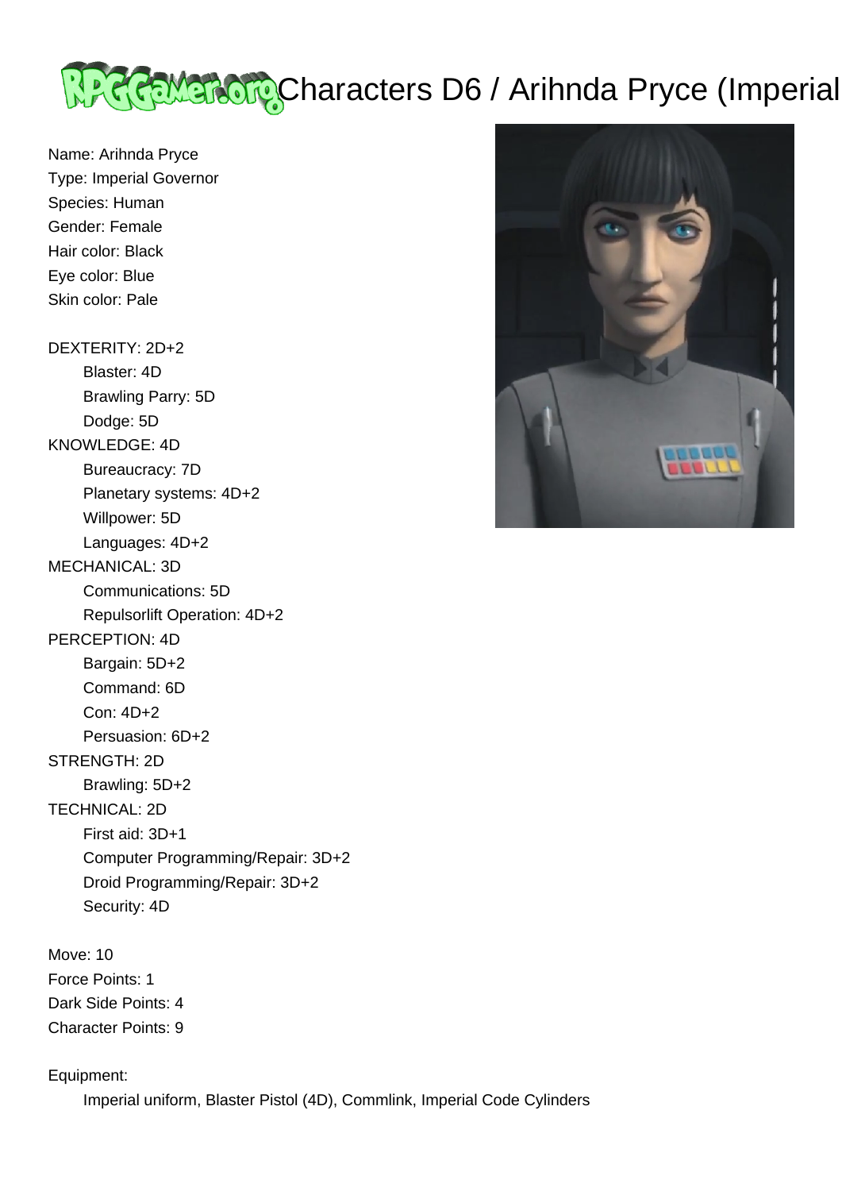# Characters D6 / Arihnda Pryce (Imperial

Name: Arihnda Pryce
Type: Imperial Governor
Species: Human
Gender: Female
Hair color: Black
Eye color: Blue
Skin color: Pale

DEXTERITY: 2D+2
- Blaster: 4D
- Brawling Parry: 5D
- Dodge: 5D

KNOWLEDGE: 4D
- Bureaucracy: 7D
- Planetary systems: 4D+2
- Willpower: 5D
- Languages: 4D+2

MECHANICAL: 3D
- Communications: 5D
- Repulsorlift Operation: 4D+2

PERCEPTION: 4D
- Bargain: 5D+2
- Command: 6D
- Con: 4D+2
- Persuasion: 6D+2

STRENGTH: 2D
- Brawling: 5D+2

TECHNICAL: 2D
- First aid: 3D+1
- Computer Programming/Repair: 3D+2
- Droid Programming/Repair: 3D+2
- Security: 4D

Move: 10
Force Points: 1
Dark Side Points: 4
Character Points: 9

Equipment:
- Imperial uniform, Blaster Pistol (4D), Commlink, Imperial Code Cylinders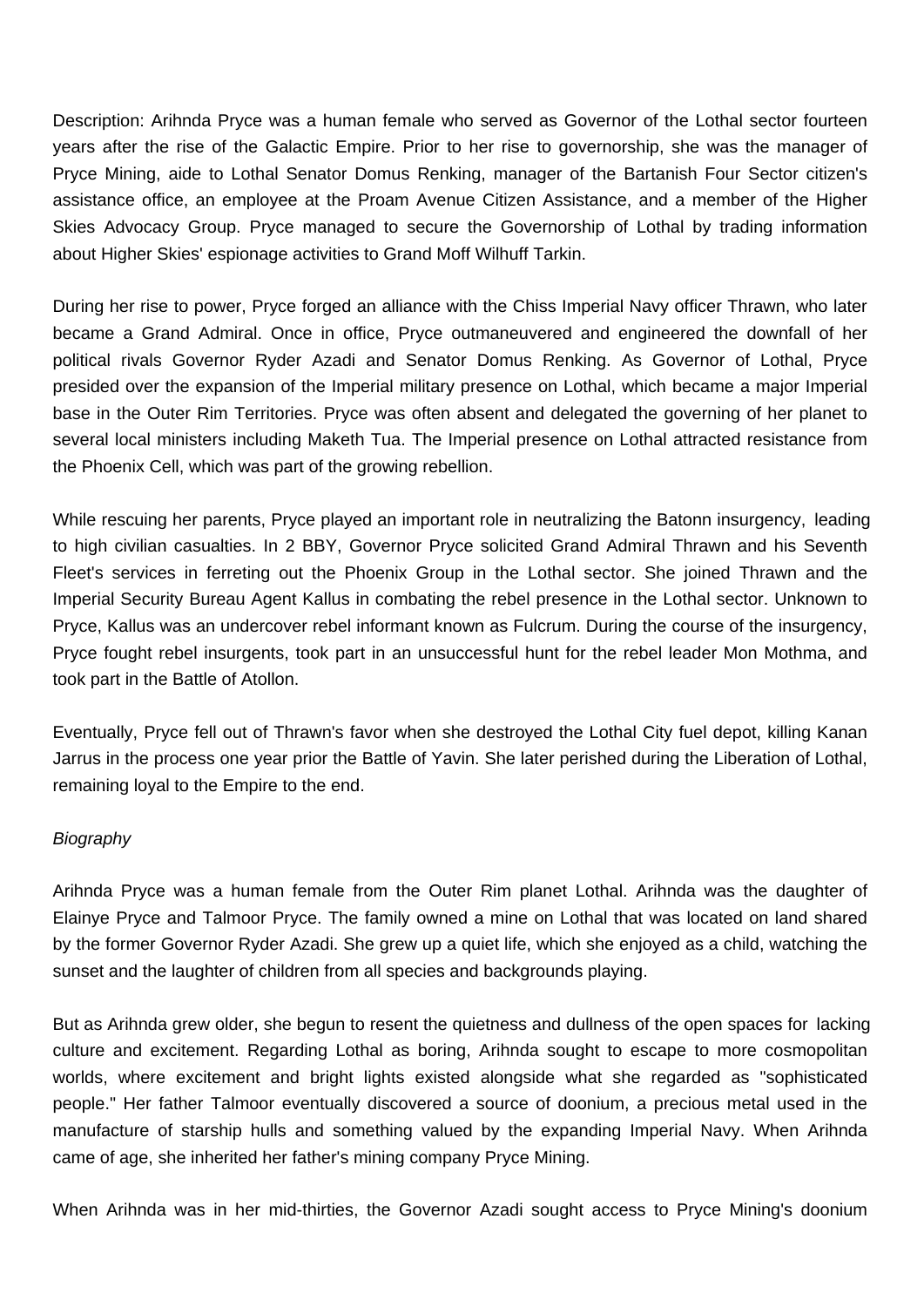Description: Arihnda Pryce was a human female who served as Governor of the Lothal sector fourteen years after the rise of the Galactic Empire. Prior to her rise to governorship, she was the manager of Pryce Mining, aide to Lothal Senator Domus Renking, manager of the Bartanish Four Sector citizen's assistance office, an employee at the Proam Avenue Citizen Assistance, and a member of the Higher Skies Advocacy Group. Pryce managed to secure the Governorship of Lothal by trading information about Higher Skies' espionage activities to Grand Moff Wilhuff Tarkin.

During her rise to power, Pryce forged an alliance with the Chiss Imperial Navy officer Thrawn, who later became a Grand Admiral. Once in office, Pryce outmaneuvered and engineered the downfall of her political rivals Governor Ryder Azadi and Senator Domus Renking. As Governor of Lothal, Pryce presided over the expansion of the Imperial military presence on Lothal, which became a major Imperial base in the Outer Rim Territories. Pryce was often absent and delegated the governing of her planet to several local ministers including Maketh Tua. The Imperial presence on Lothal attracted resistance from the Phoenix Cell, which was part of the growing rebellion.

While rescuing her parents, Pryce played an important role in neutralizing the Batonn insurgency, leading to high civilian casualties. In 2 BBY, Governor Pryce solicited Grand Admiral Thrawn and his Seventh Fleet's services in ferreting out the Phoenix Group in the Lothal sector. She joined Thrawn and the Imperial Security Bureau Agent Kallus in combating the rebel presence in the Lothal sector. Unknown to Pryce, Kallus was an undercover rebel informant known as Fulcrum. During the course of the insurgency, Pryce fought rebel insurgents, took part in an unsuccessful hunt for the rebel leader Mon Mothma, and took part in the Battle of Atollon.

Eventually, Pryce fell out of Thrawn's favor when she destroyed the Lothal City fuel depot, killing Kanan Jarrus in the process one year prior the Battle of Yavin. She later perished during the Liberation of Lothal, remaining loyal to the Empire to the end.

*Biography*

Arihnda Pryce was a human female from the Outer Rim planet Lothal. Arihnda was the daughter of Elainye Pryce and Talmoor Pryce. The family owned a mine on Lothal that was located on land shared by the former Governor Ryder Azadi. She grew up a quiet life, which she enjoyed as a child, watching the sunset and the laughter of children from all species and backgrounds playing.

But as Arihnda grew older, she begun to resent the quietness and dullness of the open spaces for lacking culture and excitement. Regarding Lothal as boring, Arihnda sought to escape to more cosmopolitan worlds, where excitement and bright lights existed alongside what she regarded as "sophisticated people." Her father Talmoor eventually discovered a source of doonium, a precious metal used in the manufacture of starship hulls and something valued by the expanding Imperial Navy. When Arihnda came of age, she inherited her father's mining company Pryce Mining.

When Arihnda was in her mid-thirties, the Governor Azadi sought access to Pryce Mining's doonium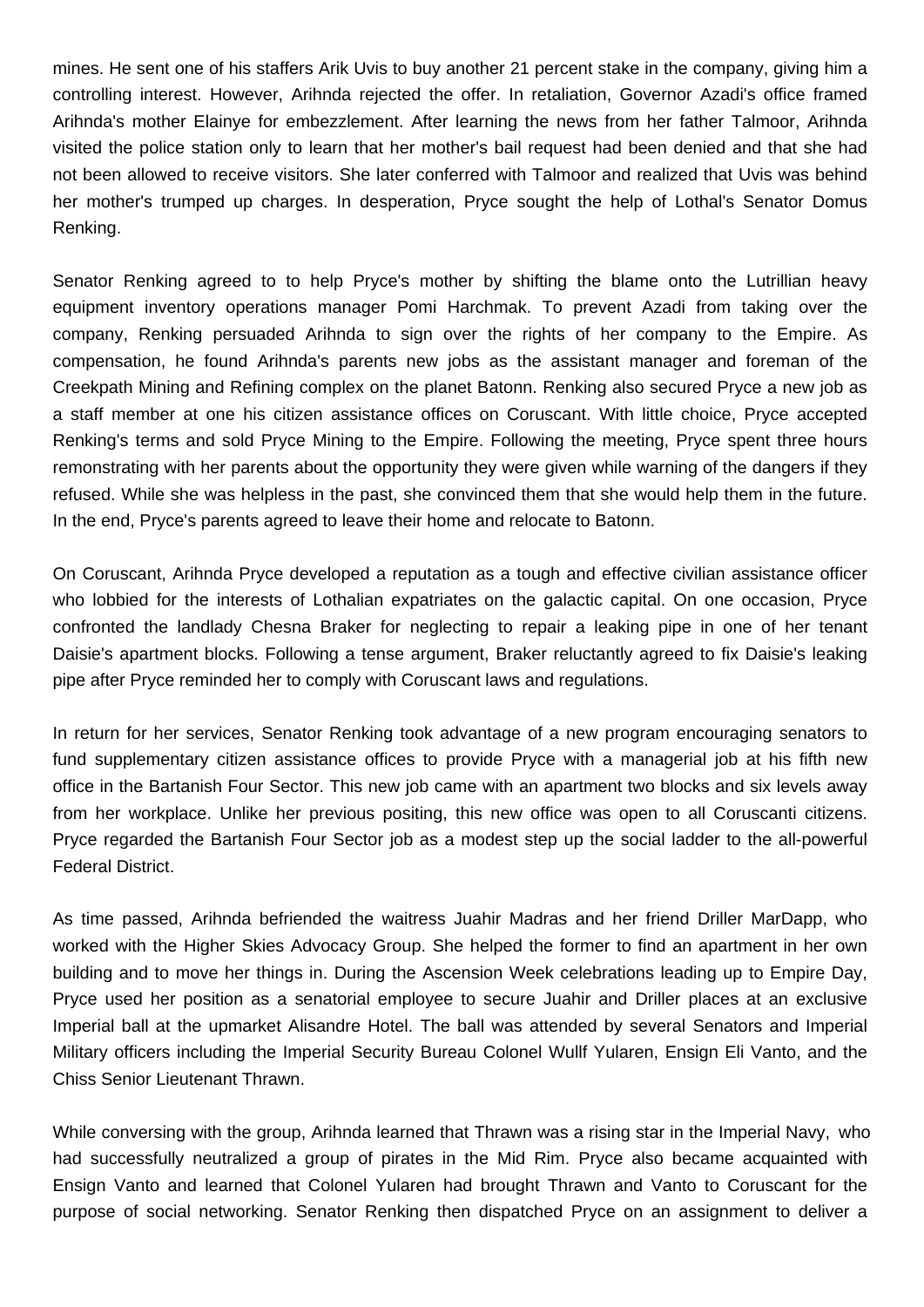mines. He sent one of his staffers Arik Uvis to buy another 21 percent stake in the company, giving him a controlling interest. However, Arihnda rejected the offer. In retaliation, Governor Azadi's office framed Arihnda's mother Elainye for embezzlement. After learning the news from her father Talmoor, Arihnda visited the police station only to learn that her mother's bail request had been denied and that she had not been allowed to receive visitors. She later conferred with Talmoor and realized that Uvis was behind her mother's trumped up charges. In desperation, Pryce sought the help of Lothal's Senator Domus Renking.

Senator Renking agreed to to help Pryce's mother by shifting the blame onto the Lutrillian heavy equipment inventory operations manager Pomi Harchmak. To prevent Azadi from taking over the company, Renking persuaded Arihnda to sign over the rights of her company to the Empire. As compensation, he found Arihnda's parents new jobs as the assistant manager and foreman of the Creekpath Mining and Refining complex on the planet Batonn. Renking also secured Pryce a new job as a staff member at one his citizen assistance offices on Coruscant. With little choice, Pryce accepted Renking's terms and sold Pryce Mining to the Empire. Following the meeting, Pryce spent three hours remonstrating with her parents about the opportunity they were given while warning of the dangers if they refused. While she was helpless in the past, she convinced them that she would help them in the future. In the end, Pryce's parents agreed to leave their home and relocate to Batonn.

On Coruscant, Arihnda Pryce developed a reputation as a tough and effective civilian assistance officer who lobbied for the interests of Lothalian expatriates on the galactic capital. On one occasion, Pryce confronted the landlady Chesna Braker for neglecting to repair a leaking pipe in one of her tenant Daisie's apartment blocks. Following a tense argument, Braker reluctantly agreed to fix Daisie's leaking pipe after Pryce reminded her to comply with Coruscant laws and regulations.

In return for her services, Senator Renking took advantage of a new program encouraging senators to fund supplementary citizen assistance offices to provide Pryce with a managerial job at his fifth new office in the Bartanish Four Sector. This new job came with an apartment two blocks and six levels away from her workplace. Unlike her previous positing, this new office was open to all Coruscanti citizens. Pryce regarded the Bartanish Four Sector job as a modest step up the social ladder to the all-powerful Federal District.

As time passed, Arihnda befriended the waitress Juahir Madras and her friend Driller MarDapp, who worked with the Higher Skies Advocacy Group. She helped the former to find an apartment in her own building and to move her things in. During the Ascension Week celebrations leading up to Empire Day, Pryce used her position as a senatorial employee to secure Juahir and Driller places at an exclusive Imperial ball at the upmarket Alisandre Hotel. The ball was attended by several Senators and Imperial Military officers including the Imperial Security Bureau Colonel Wullf Yularen, Ensign Eli Vanto, and the Chiss Senior Lieutenant Thrawn.

While conversing with the group, Arihnda learned that Thrawn was a rising star in the Imperial Navy, who had successfully neutralized a group of pirates in the Mid Rim. Pryce also became acquainted with Ensign Vanto and learned that Colonel Yularen had brought Thrawn and Vanto to Coruscant for the purpose of social networking. Senator Renking then dispatched Pryce on an assignment to deliver a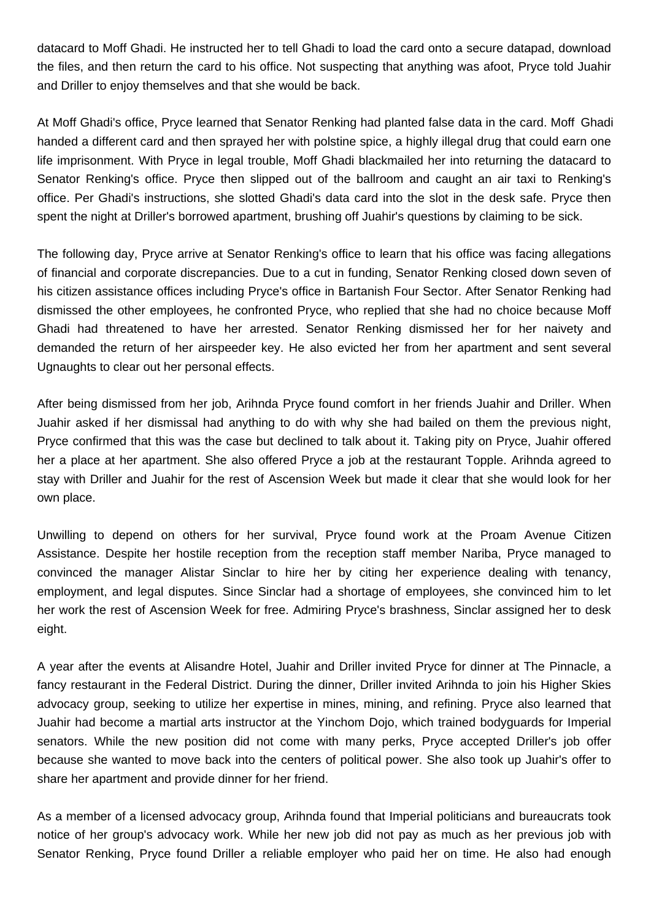datacard to Moff Ghadi. He instructed her to tell Ghadi to load the card onto a secure datapad, download the files, and then return the card to his office. Not suspecting that anything was afoot, Pryce told Juahir and Driller to enjoy themselves and that she would be back.

At Moff Ghadi's office, Pryce learned that Senator Renking had planted false data in the card. Moff Ghadi handed a different card and then sprayed her with polstine spice, a highly illegal drug that could earn one life imprisonment. With Pryce in legal trouble, Moff Ghadi blackmailed her into returning the datacard to Senator Renking's office. Pryce then slipped out of the ballroom and caught an air taxi to Renking's office. Per Ghadi's instructions, she slotted Ghadi's data card into the slot in the desk safe. Pryce then spent the night at Driller's borrowed apartment, brushing off Juahir's questions by claiming to be sick.

The following day, Pryce arrive at Senator Renking's office to learn that his office was facing allegations of financial and corporate discrepancies. Due to a cut in funding, Senator Renking closed down seven of his citizen assistance offices including Pryce's office in Bartanish Four Sector. After Senator Renking had dismissed the other employees, he confronted Pryce, who replied that she had no choice because Moff Ghadi had threatened to have her arrested. Senator Renking dismissed her for her naivety and demanded the return of her airspeeder key. He also evicted her from her apartment and sent several Ugnaughts to clear out her personal effects.

After being dismissed from her job, Arihnda Pryce found comfort in her friends Juahir and Driller. When Juahir asked if her dismissal had anything to do with why she had bailed on them the previous night, Pryce confirmed that this was the case but declined to talk about it. Taking pity on Pryce, Juahir offered her a place at her apartment. She also offered Pryce a job at the restaurant Topple. Arihnda agreed to stay with Driller and Juahir for the rest of Ascension Week but made it clear that she would look for her own place.

Unwilling to depend on others for her survival, Pryce found work at the Proam Avenue Citizen Assistance. Despite her hostile reception from the reception staff member Nariba, Pryce managed to convinced the manager Alistar Sinclar to hire her by citing her experience dealing with tenancy, employment, and legal disputes. Since Sinclar had a shortage of employees, she convinced him to let her work the rest of Ascension Week for free. Admiring Pryce's brashness, Sinclar assigned her to desk eight.

A year after the events at Alisandre Hotel, Juahir and Driller invited Pryce for dinner at The Pinnacle, a fancy restaurant in the Federal District. During the dinner, Driller invited Arihnda to join his Higher Skies advocacy group, seeking to utilize her expertise in mines, mining, and refining. Pryce also learned that Juahir had become a martial arts instructor at the Yinchom Dojo, which trained bodyguards for Imperial senators. While the new position did not come with many perks, Pryce accepted Driller's job offer because she wanted to move back into the centers of political power. She also took up Juahir's offer to share her apartment and provide dinner for her friend.

As a member of a licensed advocacy group, Arihnda found that Imperial politicians and bureaucrats took notice of her group's advocacy work. While her new job did not pay as much as her previous job with Senator Renking, Pryce found Driller a reliable employer who paid her on time. He also had enough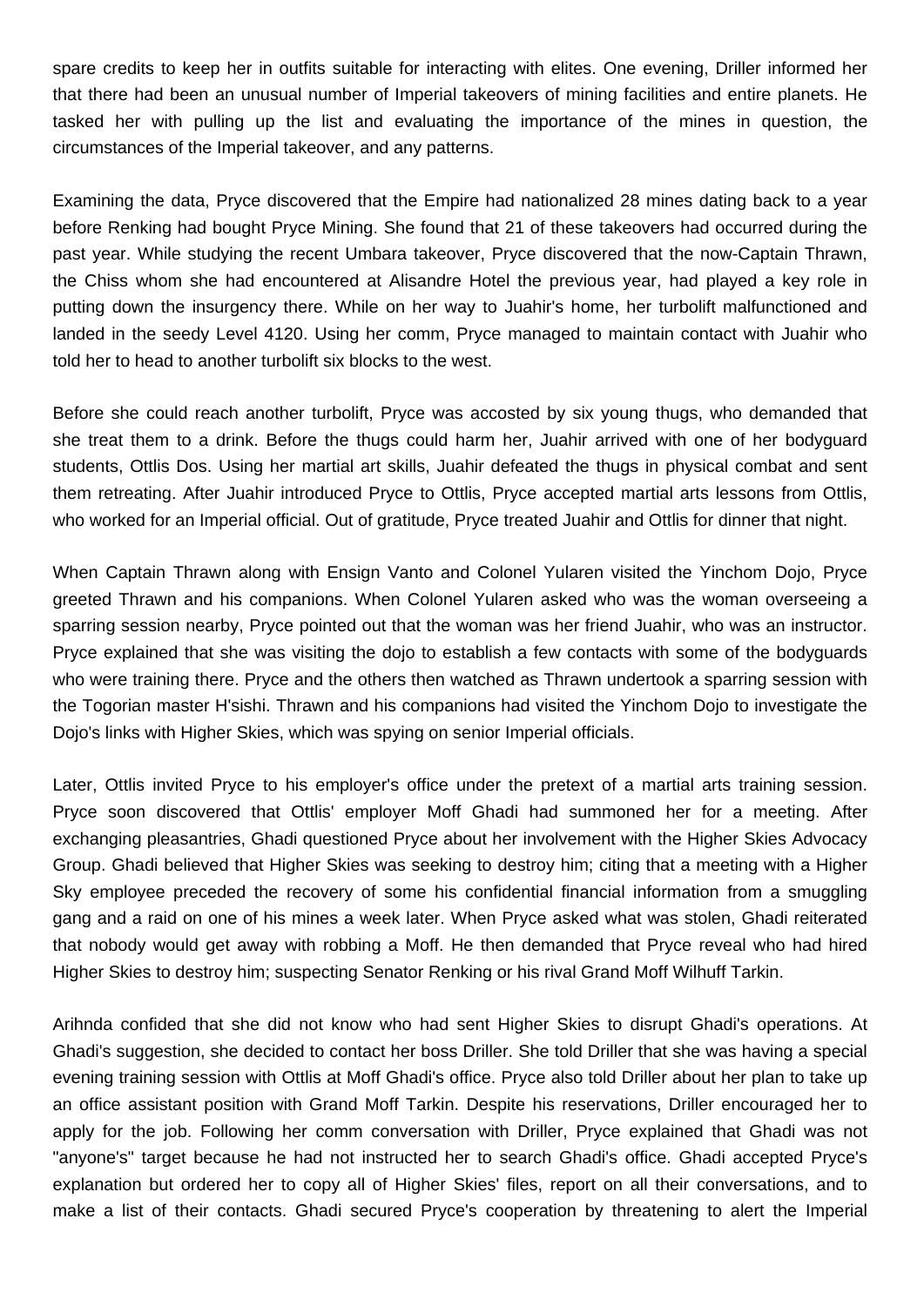spare credits to keep her in outfits suitable for interacting with elites. One evening, Driller informed her that there had been an unusual number of Imperial takeovers of mining facilities and entire planets. He tasked her with pulling up the list and evaluating the importance of the mines in question, the circumstances of the Imperial takeover, and any patterns.

Examining the data, Pryce discovered that the Empire had nationalized 28 mines dating back to a year before Renking had bought Pryce Mining. She found that 21 of these takeovers had occurred during the past year. While studying the recent Umbara takeover, Pryce discovered that the now-Captain Thrawn, the Chiss whom she had encountered at Alisandre Hotel the previous year, had played a key role in putting down the insurgency there. While on her way to Juahir's home, her turbolift malfunctioned and landed in the seedy Level 4120. Using her comm, Pryce managed to maintain contact with Juahir who told her to head to another turbolift six blocks to the west.

Before she could reach another turbolift, Pryce was accosted by six young thugs, who demanded that she treat them to a drink. Before the thugs could harm her, Juahir arrived with one of her bodyguard students, Ottlis Dos. Using her martial art skills, Juahir defeated the thugs in physical combat and sent them retreating. After Juahir introduced Pryce to Ottlis, Pryce accepted martial arts lessons from Ottlis, who worked for an Imperial official. Out of gratitude, Pryce treated Juahir and Ottlis for dinner that night.

When Captain Thrawn along with Ensign Vanto and Colonel Yularen visited the Yinchom Dojo, Pryce greeted Thrawn and his companions. When Colonel Yularen asked who was the woman overseeing a sparring session nearby, Pryce pointed out that the woman was her friend Juahir, who was an instructor. Pryce explained that she was visiting the dojo to establish a few contacts with some of the bodyguards who were training there. Pryce and the others then watched as Thrawn undertook a sparring session with the Togorian master H'sishi. Thrawn and his companions had visited the Yinchom Dojo to investigate the Dojo's links with Higher Skies, which was spying on senior Imperial officials.

Later, Ottlis invited Pryce to his employer's office under the pretext of a martial arts training session. Pryce soon discovered that Ottlis' employer Moff Ghadi had summoned her for a meeting. After exchanging pleasantries, Ghadi questioned Pryce about her involvement with the Higher Skies Advocacy Group. Ghadi believed that Higher Skies was seeking to destroy him; citing that a meeting with a Higher Sky employee preceded the recovery of some his confidential financial information from a smuggling gang and a raid on one of his mines a week later. When Pryce asked what was stolen, Ghadi reiterated that nobody would get away with robbing a Moff. He then demanded that Pryce reveal who had hired Higher Skies to destroy him; suspecting Senator Renking or his rival Grand Moff Wilhuff Tarkin.

Arihnda confided that she did not know who had sent Higher Skies to disrupt Ghadi's operations. At Ghadi's suggestion, she decided to contact her boss Driller. She told Driller that she was having a special evening training session with Ottlis at Moff Ghadi's office. Pryce also told Driller about her plan to take up an office assistant position with Grand Moff Tarkin. Despite his reservations, Driller encouraged her to apply for the job. Following her comm conversation with Driller, Pryce explained that Ghadi was not "anyone's" target because he had not instructed her to search Ghadi's office. Ghadi accepted Pryce's explanation but ordered her to copy all of Higher Skies' files, report on all their conversations, and to make a list of their contacts. Ghadi secured Pryce's cooperation by threatening to alert the Imperial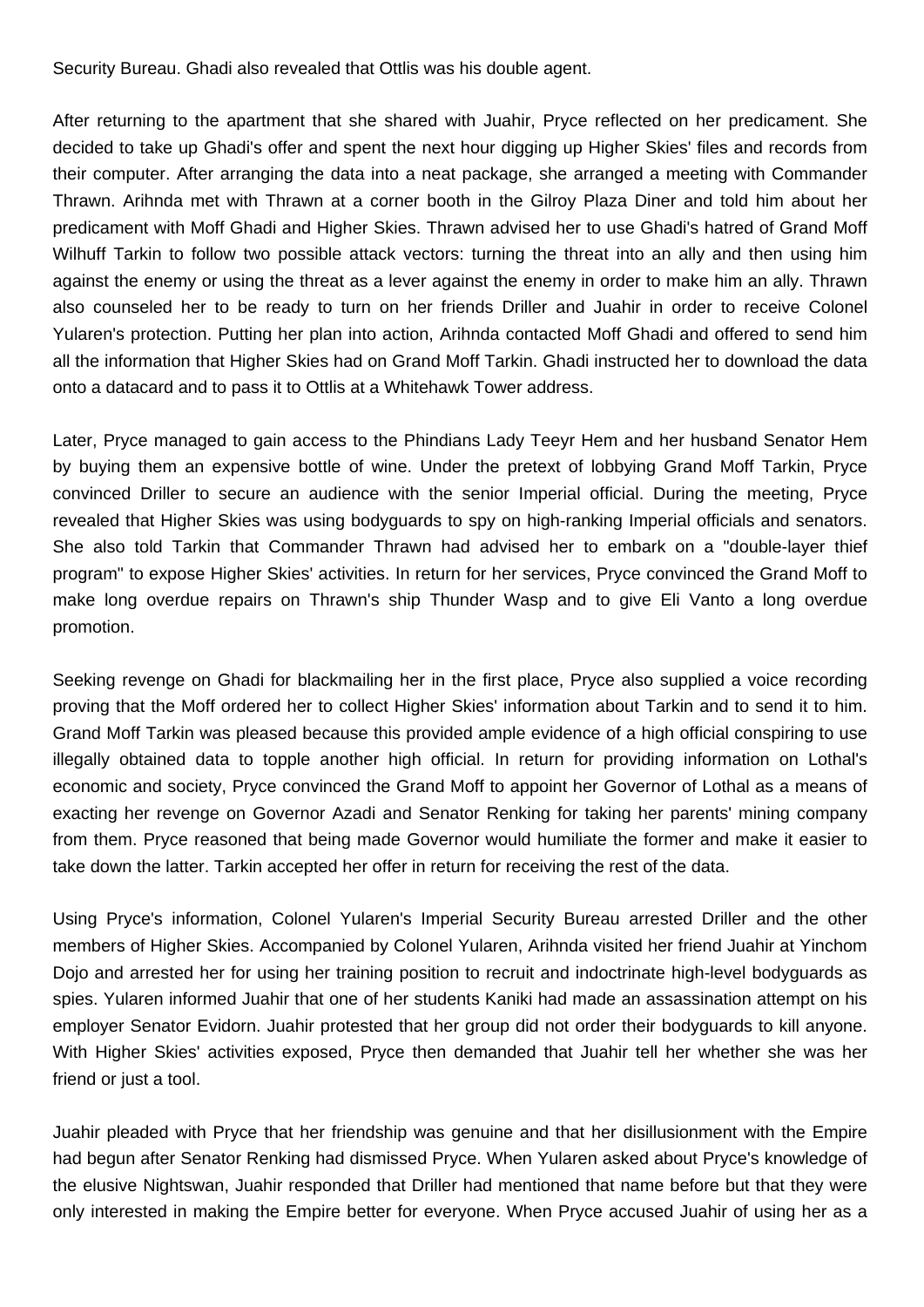Security Bureau. Ghadi also revealed that Ottlis was his double agent.

After returning to the apartment that she shared with Juahir, Pryce reflected on her predicament. She decided to take up Ghadi's offer and spent the next hour digging up Higher Skies' files and records from their computer. After arranging the data into a neat package, she arranged a meeting with Commander Thrawn. Arihnda met with Thrawn at a corner booth in the Gilroy Plaza Diner and told him about her predicament with Moff Ghadi and Higher Skies. Thrawn advised her to use Ghadi's hatred of Grand Moff Wilhuff Tarkin to follow two possible attack vectors: turning the threat into an ally and then using him against the enemy or using the threat as a lever against the enemy in order to make him an ally. Thrawn also counseled her to be ready to turn on her friends Driller and Juahir in order to receive Colonel Yularen's protection. Putting her plan into action, Arihnda contacted Moff Ghadi and offered to send him all the information that Higher Skies had on Grand Moff Tarkin. Ghadi instructed her to download the data onto a datacard and to pass it to Ottlis at a Whitehawk Tower address.

Later, Pryce managed to gain access to the Phindians Lady Teeyr Hem and her husband Senator Hem by buying them an expensive bottle of wine. Under the pretext of lobbying Grand Moff Tarkin, Pryce convinced Driller to secure an audience with the senior Imperial official. During the meeting, Pryce revealed that Higher Skies was using bodyguards to spy on high-ranking Imperial officials and senators. She also told Tarkin that Commander Thrawn had advised her to embark on a "double-layer thief program" to expose Higher Skies' activities. In return for her services, Pryce convinced the Grand Moff to make long overdue repairs on Thrawn's ship Thunder Wasp and to give Eli Vanto a long overdue promotion.

Seeking revenge on Ghadi for blackmailing her in the first place, Pryce also supplied a voice recording proving that the Moff ordered her to collect Higher Skies' information about Tarkin and to send it to him. Grand Moff Tarkin was pleased because this provided ample evidence of a high official conspiring to use illegally obtained data to topple another high official. In return for providing information on Lothal's economic and society, Pryce convinced the Grand Moff to appoint her Governor of Lothal as a means of exacting her revenge on Governor Azadi and Senator Renking for taking her parents' mining company from them. Pryce reasoned that being made Governor would humiliate the former and make it easier to take down the latter. Tarkin accepted her offer in return for receiving the rest of the data.

Using Pryce's information, Colonel Yularen's Imperial Security Bureau arrested Driller and the other members of Higher Skies. Accompanied by Colonel Yularen, Arihnda visited her friend Juahir at Yinchom Dojo and arrested her for using her training position to recruit and indoctrinate high-level bodyguards as spies. Yularen informed Juahir that one of her students Kaniki had made an assassination attempt on his employer Senator Evidorn. Juahir protested that her group did not order their bodyguards to kill anyone. With Higher Skies' activities exposed, Pryce then demanded that Juahir tell her whether she was her friend or just a tool.

Juahir pleaded with Pryce that her friendship was genuine and that her disillusionment with the Empire had begun after Senator Renking had dismissed Pryce. When Yularen asked about Pryce's knowledge of the elusive Nightswan, Juahir responded that Driller had mentioned that name before but that they were only interested in making the Empire better for everyone. When Pryce accused Juahir of using her as a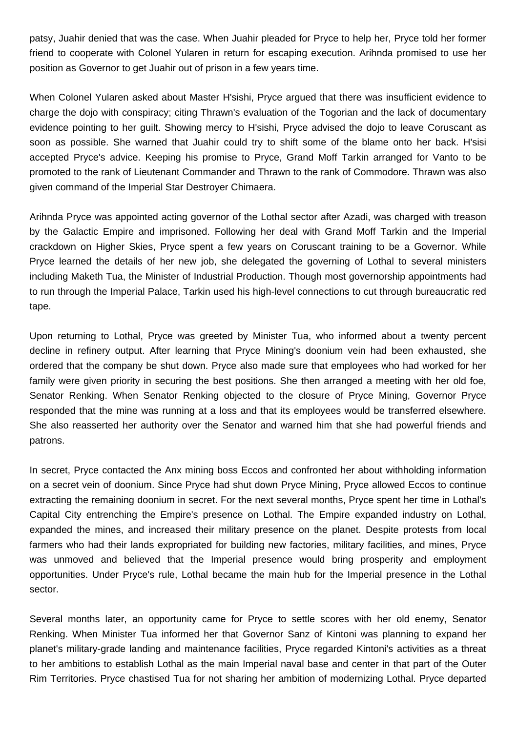patsy, Juahir denied that was the case. When Juahir pleaded for Pryce to help her, Pryce told her former friend to cooperate with Colonel Yularen in return for escaping execution. Arihnda promised to use her position as Governor to get Juahir out of prison in a few years time.

When Colonel Yularen asked about Master H'sishi, Pryce argued that there was insufficient evidence to charge the dojo with conspiracy; citing Thrawn's evaluation of the Togorian and the lack of documentary evidence pointing to her guilt. Showing mercy to H'sishi, Pryce advised the dojo to leave Coruscant as soon as possible. She warned that Juahir could try to shift some of the blame onto her back. H'sisi accepted Pryce's advice. Keeping his promise to Pryce, Grand Moff Tarkin arranged for Vanto to be promoted to the rank of Lieutenant Commander and Thrawn to the rank of Commodore. Thrawn was also given command of the Imperial Star Destroyer Chimaera.

Arihnda Pryce was appointed acting governor of the Lothal sector after Azadi, was charged with treason by the Galactic Empire and imprisoned. Following her deal with Grand Moff Tarkin and the Imperial crackdown on Higher Skies, Pryce spent a few years on Coruscant training to be a Governor. While Pryce learned the details of her new job, she delegated the governing of Lothal to several ministers including Maketh Tua, the Minister of Industrial Production. Though most governorship appointments had to run through the Imperial Palace, Tarkin used his high-level connections to cut through bureaucratic red tape.

Upon returning to Lothal, Pryce was greeted by Minister Tua, who informed about a twenty percent decline in refinery output. After learning that Pryce Mining's doonium vein had been exhausted, she ordered that the company be shut down. Pryce also made sure that employees who had worked for her family were given priority in securing the best positions. She then arranged a meeting with her old foe, Senator Renking. When Senator Renking objected to the closure of Pryce Mining, Governor Pryce responded that the mine was running at a loss and that its employees would be transferred elsewhere. She also reasserted her authority over the Senator and warned him that she had powerful friends and patrons.

In secret, Pryce contacted the Anx mining boss Eccos and confronted her about withholding information on a secret vein of doonium. Since Pryce had shut down Pryce Mining, Pryce allowed Eccos to continue extracting the remaining doonium in secret. For the next several months, Pryce spent her time in Lothal's Capital City entrenching the Empire's presence on Lothal. The Empire expanded industry on Lothal, expanded the mines, and increased their military presence on the planet. Despite protests from local farmers who had their lands expropriated for building new factories, military facilities, and mines, Pryce was unmoved and believed that the Imperial presence would bring prosperity and employment opportunities. Under Pryce's rule, Lothal became the main hub for the Imperial presence in the Lothal sector.

Several months later, an opportunity came for Pryce to settle scores with her old enemy, Senator Renking. When Minister Tua informed her that Governor Sanz of Kintoni was planning to expand her planet's military-grade landing and maintenance facilities, Pryce regarded Kintoni's activities as a threat to her ambitions to establish Lothal as the main Imperial naval base and center in that part of the Outer Rim Territories. Pryce chastised Tua for not sharing her ambition of modernizing Lothal. Pryce departed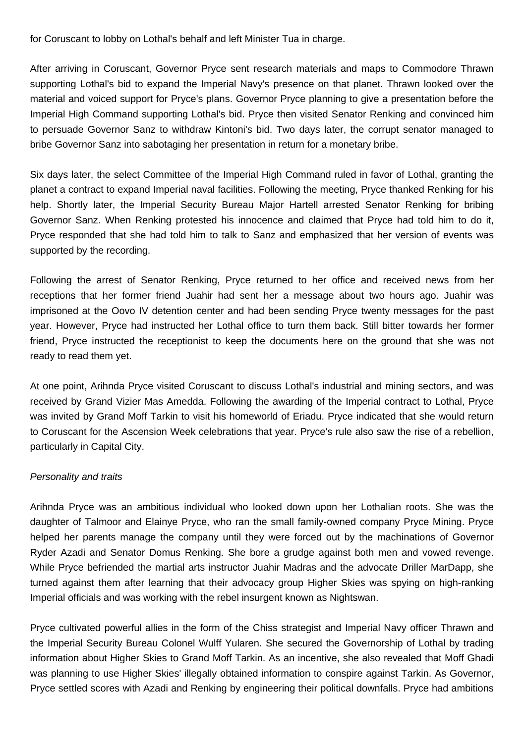for Coruscant to lobby on Lothal's behalf and left Minister Tua in charge.

After arriving in Coruscant, Governor Pryce sent research materials and maps to Commodore Thrawn supporting Lothal's bid to expand the Imperial Navy's presence on that planet. Thrawn looked over the material and voiced support for Pryce's plans. Governor Pryce planning to give a presentation before the Imperial High Command supporting Lothal's bid. Pryce then visited Senator Renking and convinced him to persuade Governor Sanz to withdraw Kintoni's bid. Two days later, the corrupt senator managed to bribe Governor Sanz into sabotaging her presentation in return for a monetary bribe.

Six days later, the select Committee of the Imperial High Command ruled in favor of Lothal, granting the planet a contract to expand Imperial naval facilities. Following the meeting, Pryce thanked Renking for his help. Shortly later, the Imperial Security Bureau Major Hartell arrested Senator Renking for bribing Governor Sanz. When Renking protested his innocence and claimed that Pryce had told him to do it, Pryce responded that she had told him to talk to Sanz and emphasized that her version of events was supported by the recording.

Following the arrest of Senator Renking, Pryce returned to her office and received news from her receptions that her former friend Juahir had sent her a message about two hours ago. Juahir was imprisoned at the Oovo IV detention center and had been sending Pryce twenty messages for the past year. However, Pryce had instructed her Lothal office to turn them back. Still bitter towards her former friend, Pryce instructed the receptionist to keep the documents here on the ground that she was not ready to read them yet.

At one point, Arihnda Pryce visited Coruscant to discuss Lothal's industrial and mining sectors, and was received by Grand Vizier Mas Amedda. Following the awarding of the Imperial contract to Lothal, Pryce was invited by Grand Moff Tarkin to visit his homeworld of Eriadu. Pryce indicated that she would return to Coruscant for the Ascension Week celebrations that year. Pryce's rule also saw the rise of a rebellion, particularly in Capital City.

*Personality and traits*

Arihnda Pryce was an ambitious individual who looked down upon her Lothalian roots. She was the daughter of Talmoor and Elainye Pryce, who ran the small family-owned company Pryce Mining. Pryce helped her parents manage the company until they were forced out by the machinations of Governor Ryder Azadi and Senator Domus Renking. She bore a grudge against both men and vowed revenge. While Pryce befriended the martial arts instructor Juahir Madras and the advocate Driller MarDapp, she turned against them after learning that their advocacy group Higher Skies was spying on high-ranking Imperial officials and was working with the rebel insurgent known as Nightswan.

Pryce cultivated powerful allies in the form of the Chiss strategist and Imperial Navy officer Thrawn and the Imperial Security Bureau Colonel Wulff Yularen. She secured the Governorship of Lothal by trading information about Higher Skies to Grand Moff Tarkin. As an incentive, she also revealed that Moff Ghadi was planning to use Higher Skies' illegally obtained information to conspire against Tarkin. As Governor, Pryce settled scores with Azadi and Renking by engineering their political downfalls. Pryce had ambitions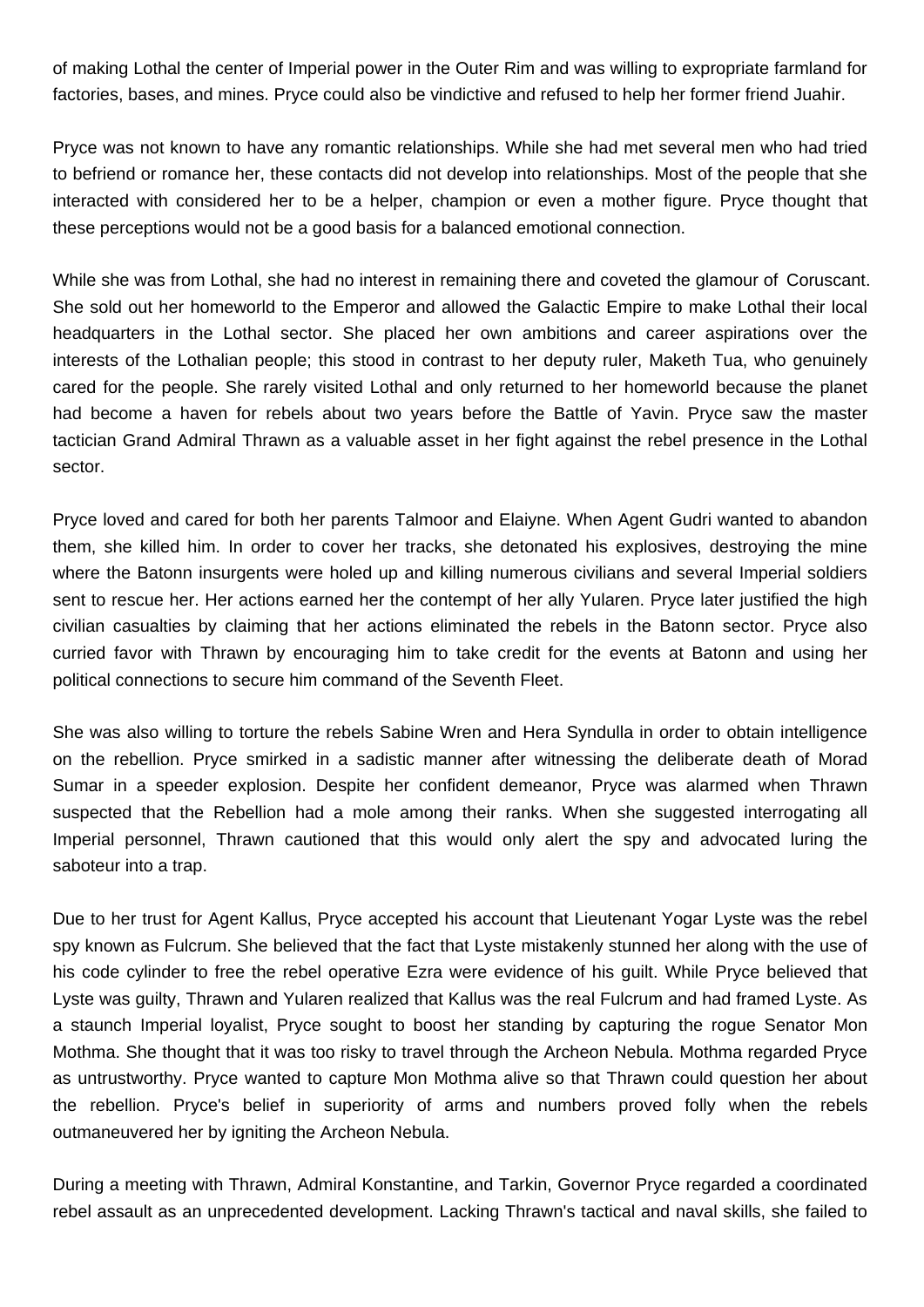of making Lothal the center of Imperial power in the Outer Rim and was willing to expropriate farmland for factories, bases, and mines. Pryce could also be vindictive and refused to help her former friend Juahir.

Pryce was not known to have any romantic relationships. While she had met several men who had tried to befriend or romance her, these contacts did not develop into relationships. Most of the people that she interacted with considered her to be a helper, champion or even a mother figure. Pryce thought that these perceptions would not be a good basis for a balanced emotional connection.

While she was from Lothal, she had no interest in remaining there and coveted the glamour of Coruscant. She sold out her homeworld to the Emperor and allowed the Galactic Empire to make Lothal their local headquarters in the Lothal sector. She placed her own ambitions and career aspirations over the interests of the Lothalian people; this stood in contrast to her deputy ruler, Maketh Tua, who genuinely cared for the people. She rarely visited Lothal and only returned to her homeworld because the planet had become a haven for rebels about two years before the Battle of Yavin. Pryce saw the master tactician Grand Admiral Thrawn as a valuable asset in her fight against the rebel presence in the Lothal sector.

Pryce loved and cared for both her parents Talmoor and Elaiyne. When Agent Gudri wanted to abandon them, she killed him. In order to cover her tracks, she detonated his explosives, destroying the mine where the Batonn insurgents were holed up and killing numerous civilians and several Imperial soldiers sent to rescue her. Her actions earned her the contempt of her ally Yularen. Pryce later justified the high civilian casualties by claiming that her actions eliminated the rebels in the Batonn sector. Pryce also curried favor with Thrawn by encouraging him to take credit for the events at Batonn and using her political connections to secure him command of the Seventh Fleet.

She was also willing to torture the rebels Sabine Wren and Hera Syndulla in order to obtain intelligence on the rebellion. Pryce smirked in a sadistic manner after witnessing the deliberate death of Morad Sumar in a speeder explosion. Despite her confident demeanor, Pryce was alarmed when Thrawn suspected that the Rebellion had a mole among their ranks. When she suggested interrogating all Imperial personnel, Thrawn cautioned that this would only alert the spy and advocated luring the saboteur into a trap.

Due to her trust for Agent Kallus, Pryce accepted his account that Lieutenant Yogar Lyste was the rebel spy known as Fulcrum. She believed that the fact that Lyste mistakenly stunned her along with the use of his code cylinder to free the rebel operative Ezra were evidence of his guilt. While Pryce believed that Lyste was guilty, Thrawn and Yularen realized that Kallus was the real Fulcrum and had framed Lyste. As a staunch Imperial loyalist, Pryce sought to boost her standing by capturing the rogue Senator Mon Mothma. She thought that it was too risky to travel through the Archeon Nebula. Mothma regarded Pryce as untrustworthy. Pryce wanted to capture Mon Mothma alive so that Thrawn could question her about the rebellion. Pryce's belief in superiority of arms and numbers proved folly when the rebels outmaneuvered her by igniting the Archeon Nebula.

During a meeting with Thrawn, Admiral Konstantine, and Tarkin, Governor Pryce regarded a coordinated rebel assault as an unprecedented development. Lacking Thrawn's tactical and naval skills, she failed to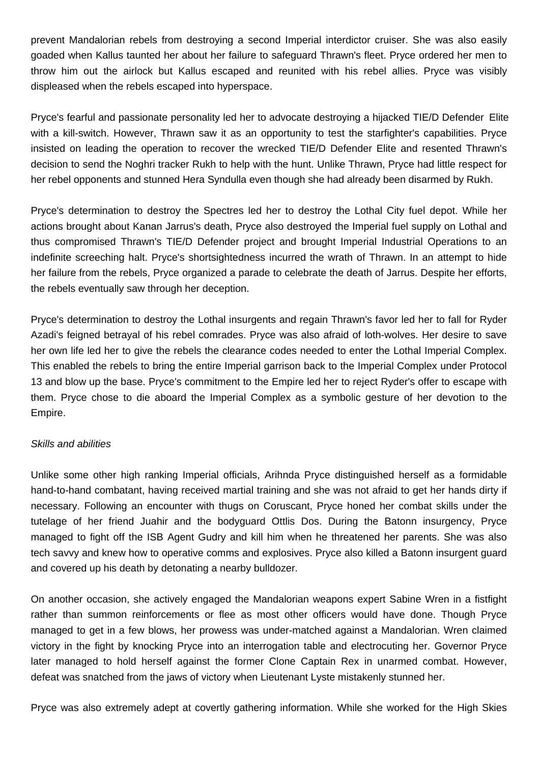prevent Mandalorian rebels from destroying a second Imperial interdictor cruiser. She was also easily goaded when Kallus taunted her about her failure to safeguard Thrawn's fleet. Pryce ordered her men to throw him out the airlock but Kallus escaped and reunited with his rebel allies. Pryce was visibly displeased when the rebels escaped into hyperspace.

Pryce's fearful and passionate personality led her to advocate destroying a hijacked TIE/D Defender Elite with a kill-switch. However, Thrawn saw it as an opportunity to test the starfighter's capabilities. Pryce insisted on leading the operation to recover the wrecked TIE/D Defender Elite and resented Thrawn's decision to send the Noghri tracker Rukh to help with the hunt. Unlike Thrawn, Pryce had little respect for her rebel opponents and stunned Hera Syndulla even though she had already been disarmed by Rukh.

Pryce's determination to destroy the Spectres led her to destroy the Lothal City fuel depot. While her actions brought about Kanan Jarrus's death, Pryce also destroyed the Imperial fuel supply on Lothal and thus compromised Thrawn's TIE/D Defender project and brought Imperial Industrial Operations to an indefinite screeching halt. Pryce's shortsightedness incurred the wrath of Thrawn. In an attempt to hide her failure from the rebels, Pryce organized a parade to celebrate the death of Jarrus. Despite her efforts, the rebels eventually saw through her deception.

Pryce's determination to destroy the Lothal insurgents and regain Thrawn's favor led her to fall for Ryder Azadi's feigned betrayal of his rebel comrades. Pryce was also afraid of loth-wolves. Her desire to save her own life led her to give the rebels the clearance codes needed to enter the Lothal Imperial Complex. This enabled the rebels to bring the entire Imperial garrison back to the Imperial Complex under Protocol 13 and blow up the base. Pryce's commitment to the Empire led her to reject Ryder's offer to escape with them. Pryce chose to die aboard the Imperial Complex as a symbolic gesture of her devotion to the Empire.

*Skills and abilities*

Unlike some other high ranking Imperial officials, Arihnda Pryce distinguished herself as a formidable hand-to-hand combatant, having received martial training and she was not afraid to get her hands dirty if necessary. Following an encounter with thugs on Coruscant, Pryce honed her combat skills under the tutelage of her friend Juahir and the bodyguard Ottlis Dos. During the Batonn insurgency, Pryce managed to fight off the ISB Agent Gudry and kill him when he threatened her parents. She was also tech savvy and knew how to operative comms and explosives. Pryce also killed a Batonn insurgent guard and covered up his death by detonating a nearby bulldozer.

On another occasion, she actively engaged the Mandalorian weapons expert Sabine Wren in a fistfight rather than summon reinforcements or flee as most other officers would have done. Though Pryce managed to get in a few blows, her prowess was under-matched against a Mandalorian. Wren claimed victory in the fight by knocking Pryce into an interrogation table and electrocuting her. Governor Pryce later managed to hold herself against the former Clone Captain Rex in unarmed combat. However, defeat was snatched from the jaws of victory when Lieutenant Lyste mistakenly stunned her.

Pryce was also extremely adept at covertly gathering information. While she worked for the High Skies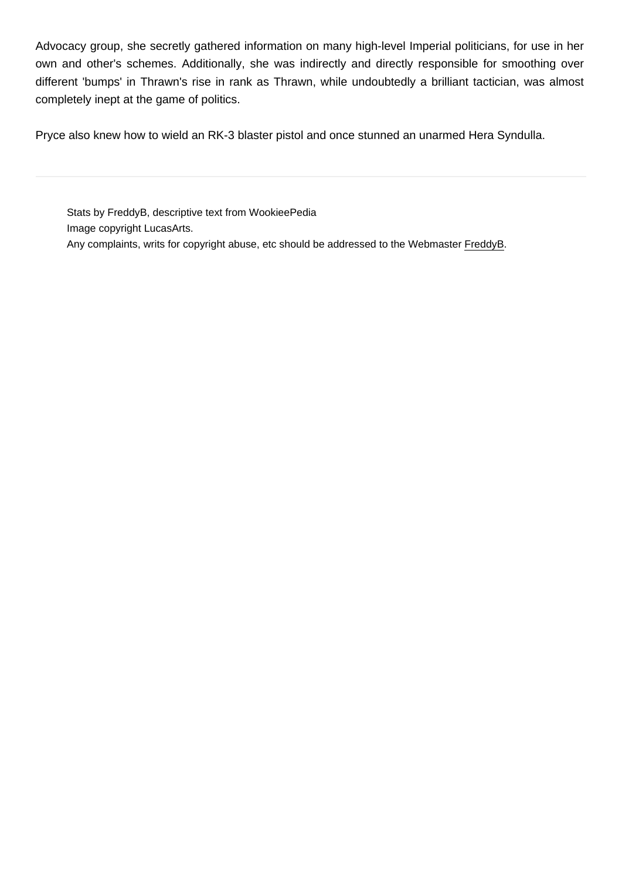Advocacy group, she secretly gathered information on many high-level Imperial politicians, for use in her own and other's schemes. Additionally, she was indirectly and directly responsible for smoothing over different 'bumps' in Thrawn's rise in rank as Thrawn, while undoubtedly a brilliant tactician, was almost completely inept at the game of politics.

Pryce also knew how to wield an RK-3 blaster pistol and once stunned an unarmed Hera Syndulla.

---

Stats by FreddyB, descriptive text from WookieePedia
Image copyright LucasArts.
Any complaints, writs for copyright abuse, etc should be addressed to the Webmaster FreddyB.